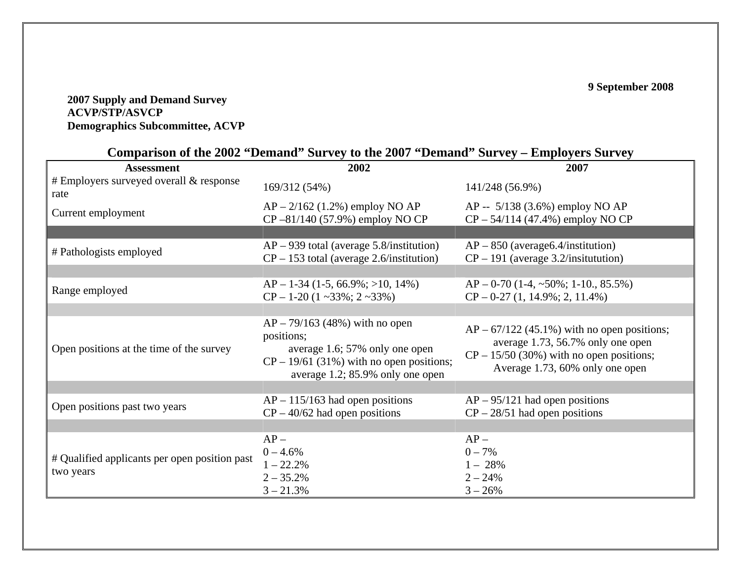9 September 2008

**2007 Supply and Demand Survey**
**ACVP/STP/ASVCP**
**Demographics Subcommittee, ACVP**

## Comparison of the 2002 "Demand" Survey to the 2007 "Demand" Survey – Employers Survey

| Assessment | 2002 | 2007 |
|---|---|---|
| # Employers surveyed overall & response rate | 169/312 (54%) | 141/248 (56.9%) |
| Current employment | AP – 2/162 (1.2%) employ NO AP<br>CP –81/140 (57.9%) employ NO CP | AP -- 5/138 (3.6%) employ NO AP<br>CP – 54/114 (47.4%) employ NO CP |
| | | |
| # Pathologists employed | AP – 939 total (average 5.8/institution)<br>CP – 153 total (average 2.6/institution) | AP – 850 (average6.4/institution)<br>CP – 191 (average 3.2/insitutution) |
| | | |
| Range employed | AP – 1-34 (1-5, 66.9%; >10, 14%)<br>CP – 1-20 (1 ~33%; 2 ~33%) | AP – 0-70 (1-4, ~50%; 1-10., 85.5%)<br>CP – 0-27 (1, 14.9%; 2, 11.4%) |
| | | |
| Open positions at the time of the survey | AP – 79/163 (48%) with no open positions;<br>average 1.6; 57% only one open<br>CP – 19/61 (31%) with no open positions;<br>average 1.2; 85.9% only one open | AP – 67/122 (45.1%) with no open positions;<br>average 1.73, 56.7% only one open<br>CP – 15/50 (30%) with no open positions;<br>Average 1.73, 60% only one open |
| | | |
| Open positions past two years | AP – 115/163 had open positions<br>CP – 40/62 had open positions | AP – 95/121 had open positions<br>CP – 28/51 had open positions |
| | | |
| # Qualified applicants per open position past two years | AP –<br>0 – 4.6%<br>1 – 22.2%<br>2 – 35.2%<br>3 – 21.3% | AP –<br>0 – 7%<br>1 – 28%<br>2 – 24%<br>3 – 26% |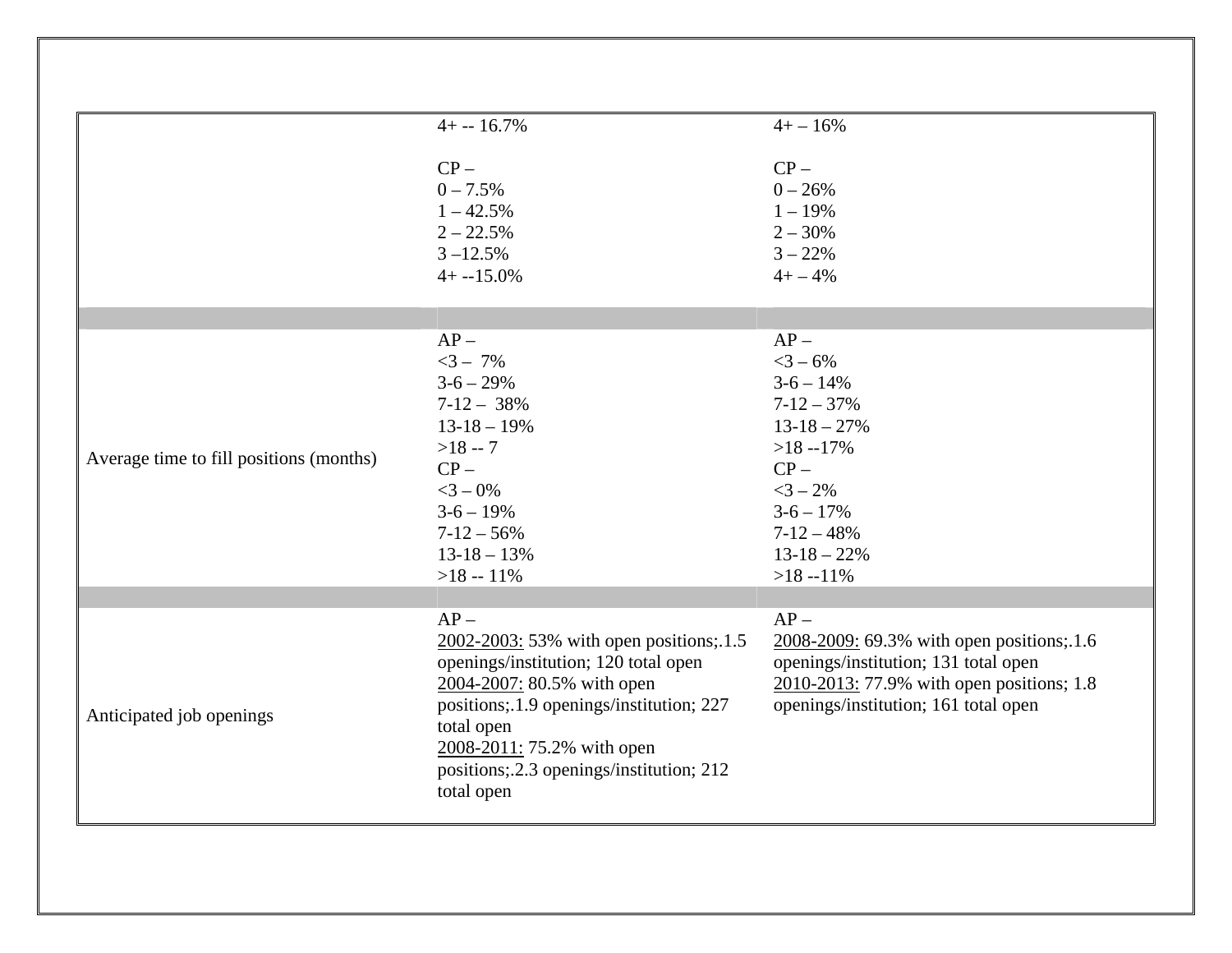| | | |
|---|---|---|
| | 4+ -- 16.7%<br><br>CP –<br>0 – 7.5%<br>1 – 42.5%<br>2 – 22.5%<br>3 –12.5%<br>4+ --15.0% | 4+ – 16%<br><br>CP –<br>0 – 26%<br>1 – 19%<br>2 – 30%<br>3 – 22%<br>4+ – 4% |
| | | |
| Average time to fill positions (months) | AP –<br><3 – 7%<br>3-6 – 29%<br>7-12 – 38%<br>13-18 – 19%<br>>18 -- 7<br>CP –<br><3 – 0%<br>3-6 – 19%<br>7-12 – 56%<br>13-18 – 13%<br>>18 -- 11% | AP –<br><3 – 6%<br>3-6 – 14%<br>7-12 – 37%<br>13-18 – 27%<br>>18 --17%<br>CP –<br><3 – 2%<br>3-6 – 17%<br>7-12 – 48%<br>13-18 – 22%<br>>18 --11% |
| | | |
| Anticipated job openings | AP –<br>2002-2003: 53% with open positions;.1.5 openings/institution; 120 total open<br>2004-2007: 80.5% with open positions;.1.9 openings/institution; 227 total open<br>2008-2011: 75.2% with open positions;.2.3 openings/institution; 212 total open | AP –<br>2008-2009: 69.3% with open positions;.1.6 openings/institution; 131 total open<br>2010-2013: 77.9% with open positions; 1.8 openings/institution; 161 total open |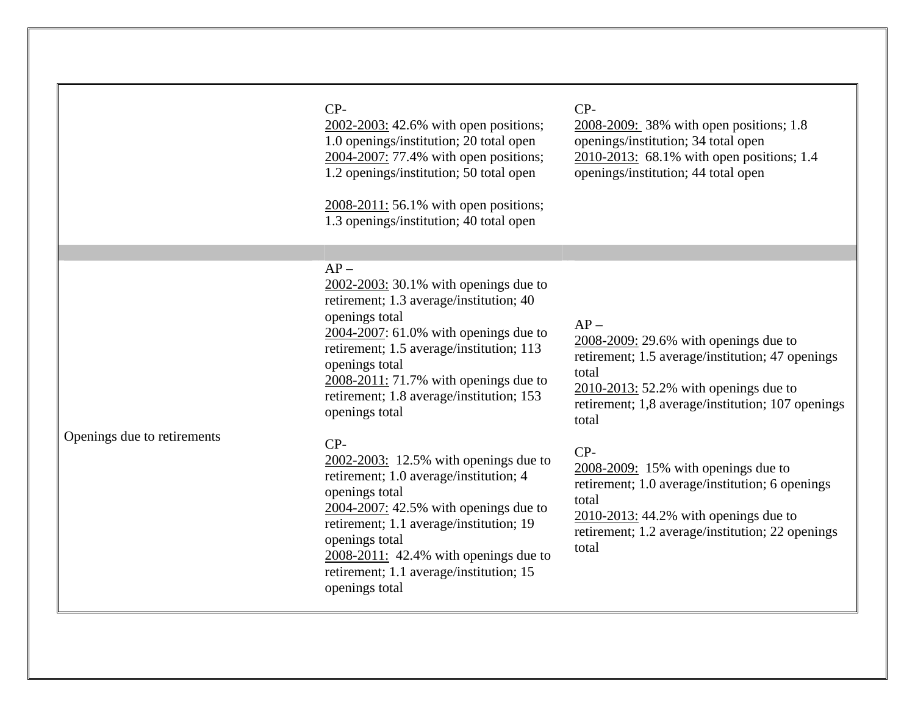| | | |
|---|---|---|
| | CP-<br>2002-2003: 42.6% with open positions; 1.0 openings/institution; 20 total open<br>2004-2007: 77.4% with open positions; 1.2 openings/institution; 50 total open<br><br>2008-2011: 56.1% with open positions; 1.3 openings/institution; 40 total open | CP-<br>2008-2009: 38% with open positions; 1.8 openings/institution; 34 total open<br>2010-2013: 68.1% with open positions; 1.4 openings/institution; 44 total open |
| | | |
| Openings due to retirements | AP –<br>2002-2003: 30.1% with openings due to retirement; 1.3 average/institution; 40 openings total<br>2004-2007: 61.0% with openings due to retirement; 1.5 average/institution; 113 openings total<br>2008-2011: 71.7% with openings due to retirement; 1.8 average/institution; 153 openings total<br><br>CP-<br>2002-2003: 12.5% with openings due to retirement; 1.0 average/institution; 4 openings total<br>2004-2007: 42.5% with openings due to retirement; 1.1 average/institution; 19 openings total<br>2008-2011: 42.4% with openings due to retirement; 1.1 average/institution; 15 openings total | AP –<br>2008-2009: 29.6% with openings due to retirement; 1.5 average/institution; 47 openings total<br>2010-2013: 52.2% with openings due to retirement; 1,8 average/institution; 107 openings total<br><br>CP-<br>2008-2009: 15% with openings due to retirement; 1.0 average/institution; 6 openings total<br>2010-2013: 44.2% with openings due to retirement; 1.2 average/institution; 22 openings total |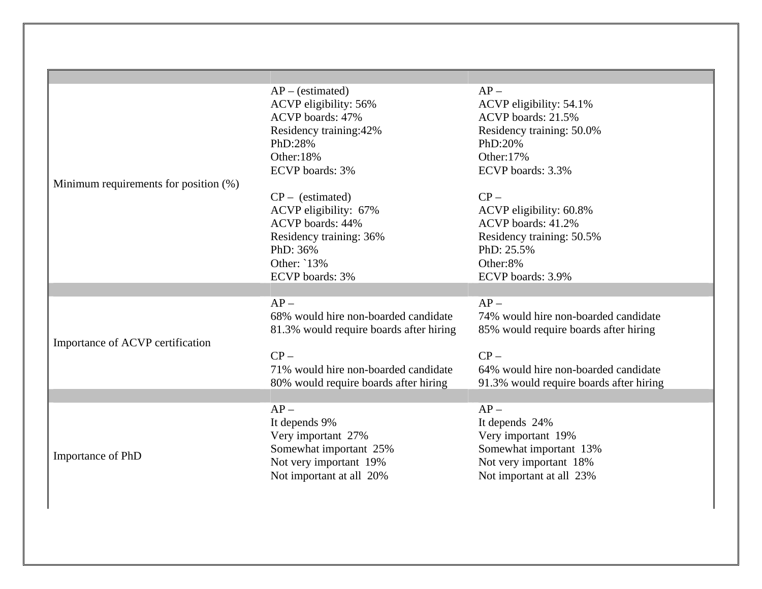| | | |
|---|---|---|
| Minimum requirements for position (%) | AP – (estimated)<br>ACVP eligibility: 56%<br>ACVP boards: 47%<br>Residency training:42%<br>PhD:28%<br>Other:18%<br>ECVP boards: 3%<br><br>CP – (estimated)<br>ACVP eligibility: 67%<br>ACVP boards: 44%<br>Residency training: 36%<br>PhD: 36%<br>Other: `13%<br>ECVP boards: 3% | AP –<br>ACVP eligibility: 54.1%<br>ACVP boards: 21.5%<br>Residency training: 50.0%<br>PhD:20%<br>Other:17%<br>ECVP boards: 3.3%<br><br>CP –<br>ACVP eligibility: 60.8%<br>ACVP boards: 41.2%<br>Residency training: 50.5%<br>PhD: 25.5%<br>Other:8%<br>ECVP boards: 3.9% |
| | | |
| Importance of ACVP certification | AP –<br>68% would hire non-boarded candidate<br>81.3% would require boards after hiring<br><br>CP –<br>71% would hire non-boarded candidate<br>80% would require boards after hiring | AP –<br>74% would hire non-boarded candidate<br>85% would require boards after hiring<br><br>CP –<br>64% would hire non-boarded candidate<br>91.3% would require boards after hiring |
| | | |
| Importance of PhD | AP –<br>It depends 9%<br>Very important 27%<br>Somewhat important 25%<br>Not very important 19%<br>Not important at all 20% | AP –<br>It depends 24%<br>Very important 19%<br>Somewhat important 13%<br>Not very important 18%<br>Not important at all 23% |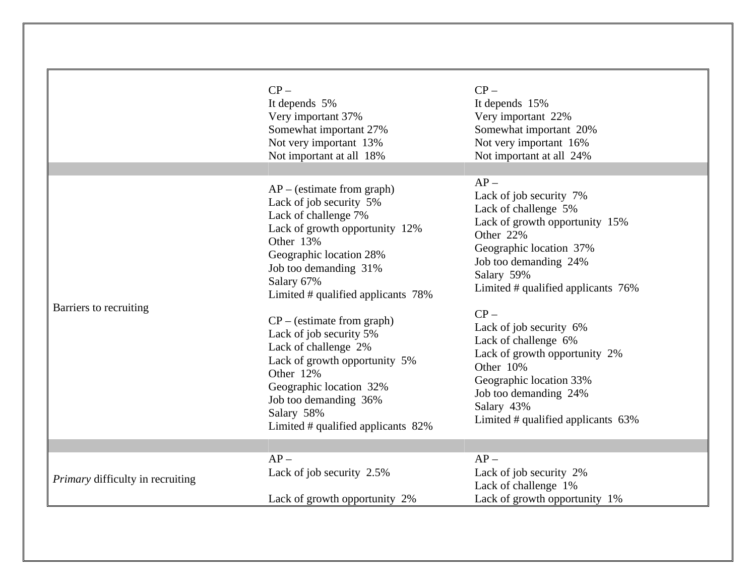| | | |
|---|---|---|
| | CP –<br>It depends 5%<br>Very important 37%<br>Somewhat important 27%<br>Not very important 13%<br>Not important at all 18% | CP –<br>It depends 15%<br>Very important 22%<br>Somewhat important 20%<br>Not very important 16%<br>Not important at all 24% |
| | | |
| Barriers to recruiting | AP – (estimate from graph)<br>Lack of job security 5%<br>Lack of challenge 7%<br>Lack of growth opportunity 12%<br>Other 13%<br>Geographic location 28%<br>Job too demanding 31%<br>Salary 67%<br>Limited # qualified applicants 78%<br><br>CP – (estimate from graph)<br>Lack of job security 5%<br>Lack of challenge 2%<br>Lack of growth opportunity 5%<br>Other 12%<br>Geographic location 32%<br>Job too demanding 36%<br>Salary 58%<br>Limited # qualified applicants 82% | AP –<br>Lack of job security 7%<br>Lack of challenge 5%<br>Lack of growth opportunity 15%<br>Other 22%<br>Geographic location 37%<br>Job too demanding 24%<br>Salary 59%<br>Limited # qualified applicants 76%<br><br>CP –<br>Lack of job security 6%<br>Lack of challenge 6%<br>Lack of growth opportunity 2%<br>Other 10%<br>Geographic location 33%<br>Job too demanding 24%<br>Salary 43%<br>Limited # qualified applicants 63% |
| | | |
| *Primary* difficulty in recruiting | AP –<br>Lack of job security 2.5%<br><br>Lack of growth opportunity 2% | AP –<br>Lack of job security 2%<br>Lack of challenge 1%<br>Lack of growth opportunity 1% |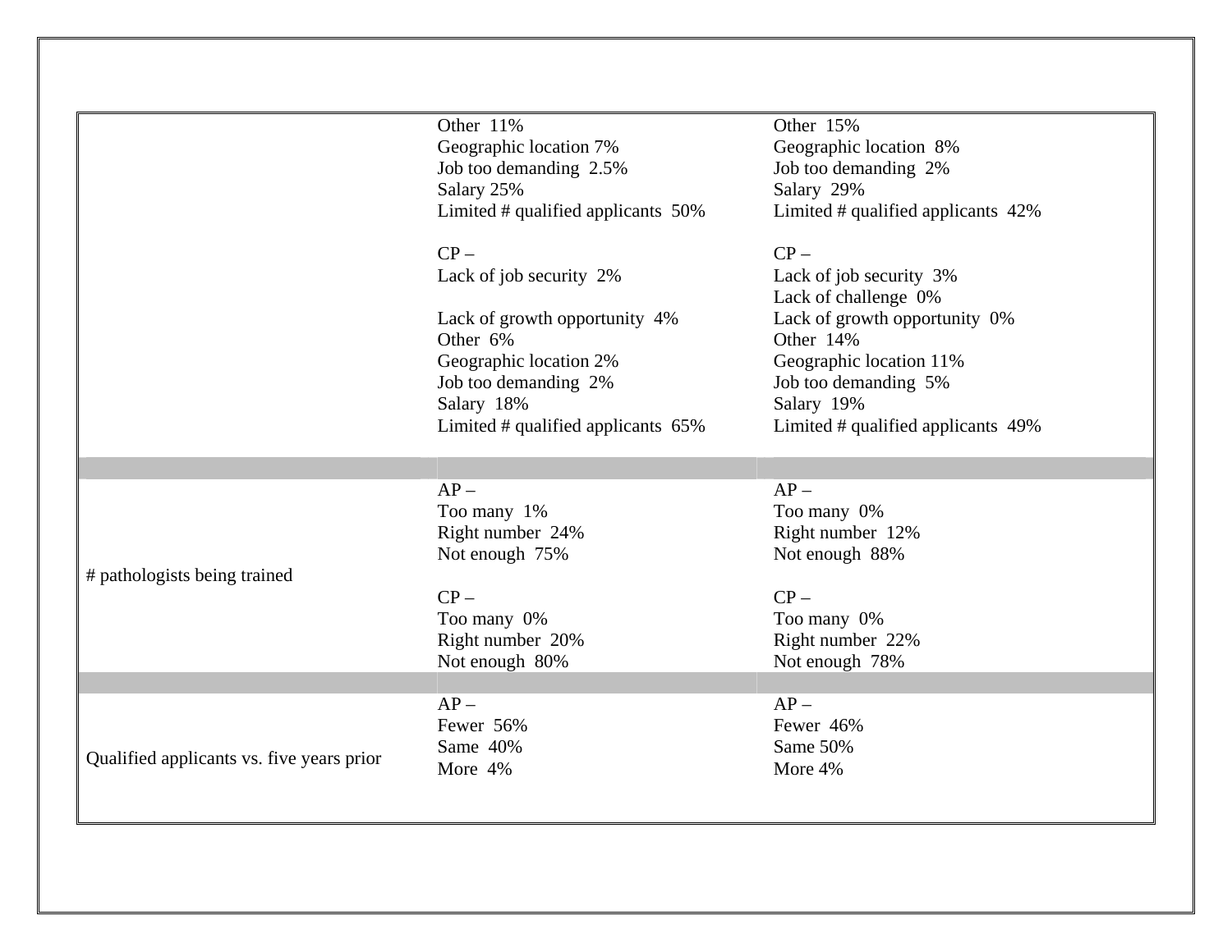| | | |
|---|---|---|
| | Other 11%<br>Geographic location 7%<br>Job too demanding 2.5%<br>Salary 25%<br>Limited # qualified applicants 50%<br><br>CP –<br>Lack of job security 2%<br><br>Lack of growth opportunity 4%<br>Other 6%<br>Geographic location 2%<br>Job too demanding 2%<br>Salary 18%<br>Limited # qualified applicants 65% | Other 15%<br>Geographic location 8%<br>Job too demanding 2%<br>Salary 29%<br>Limited # qualified applicants 42%<br><br>CP –<br>Lack of job security 3%<br>Lack of challenge 0%<br>Lack of growth opportunity 0%<br>Other 14%<br>Geographic location 11%<br>Job too demanding 5%<br>Salary 19%<br>Limited # qualified applicants 49% |
| | | |
| # pathologists being trained | AP –<br>Too many 1%<br>Right number 24%<br>Not enough 75%<br><br>CP –<br>Too many 0%<br>Right number 20%<br>Not enough 80% | AP –<br>Too many 0%<br>Right number 12%<br>Not enough 88%<br><br>CP –<br>Too many 0%<br>Right number 22%<br>Not enough 78% |
| | | |
| Qualified applicants vs. five years prior | AP –<br>Fewer 56%<br>Same 40%<br>More 4% | AP –<br>Fewer 46%<br>Same 50%<br>More 4% |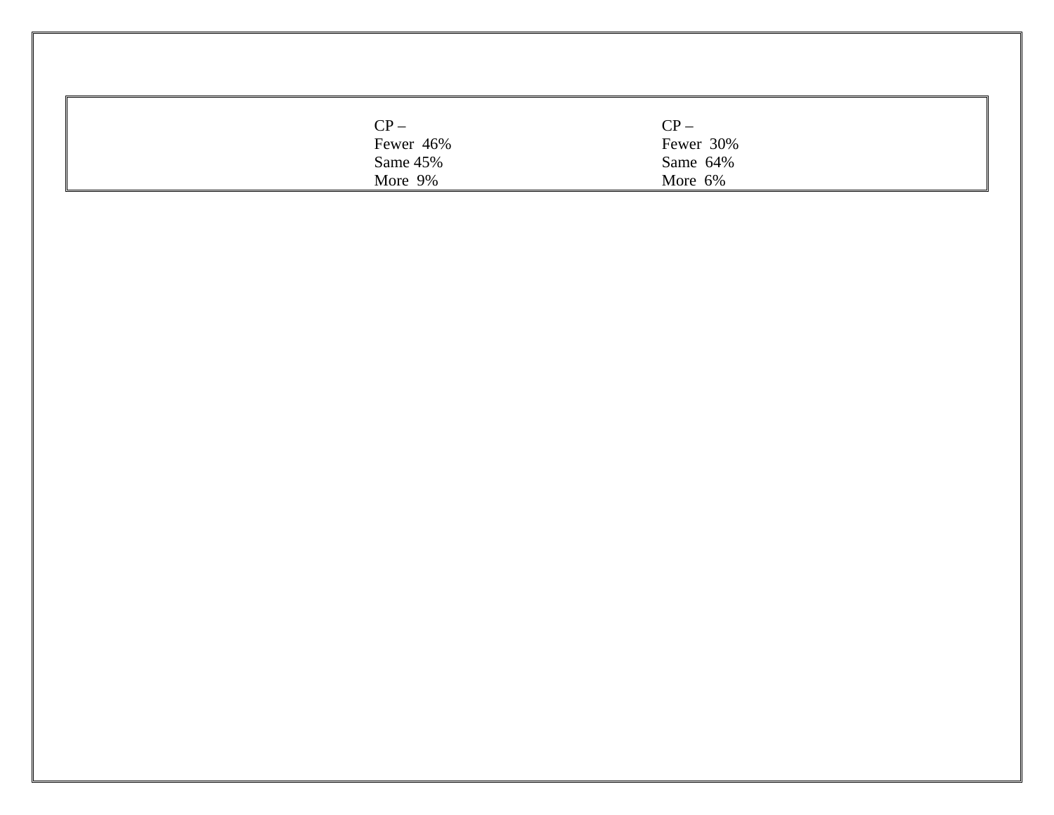| | | |
|---|---|---|
| | CP –<br>Fewer 46%<br>Same 45%<br>More 9% | CP –<br>Fewer 30%<br>Same 64%<br>More 6% |